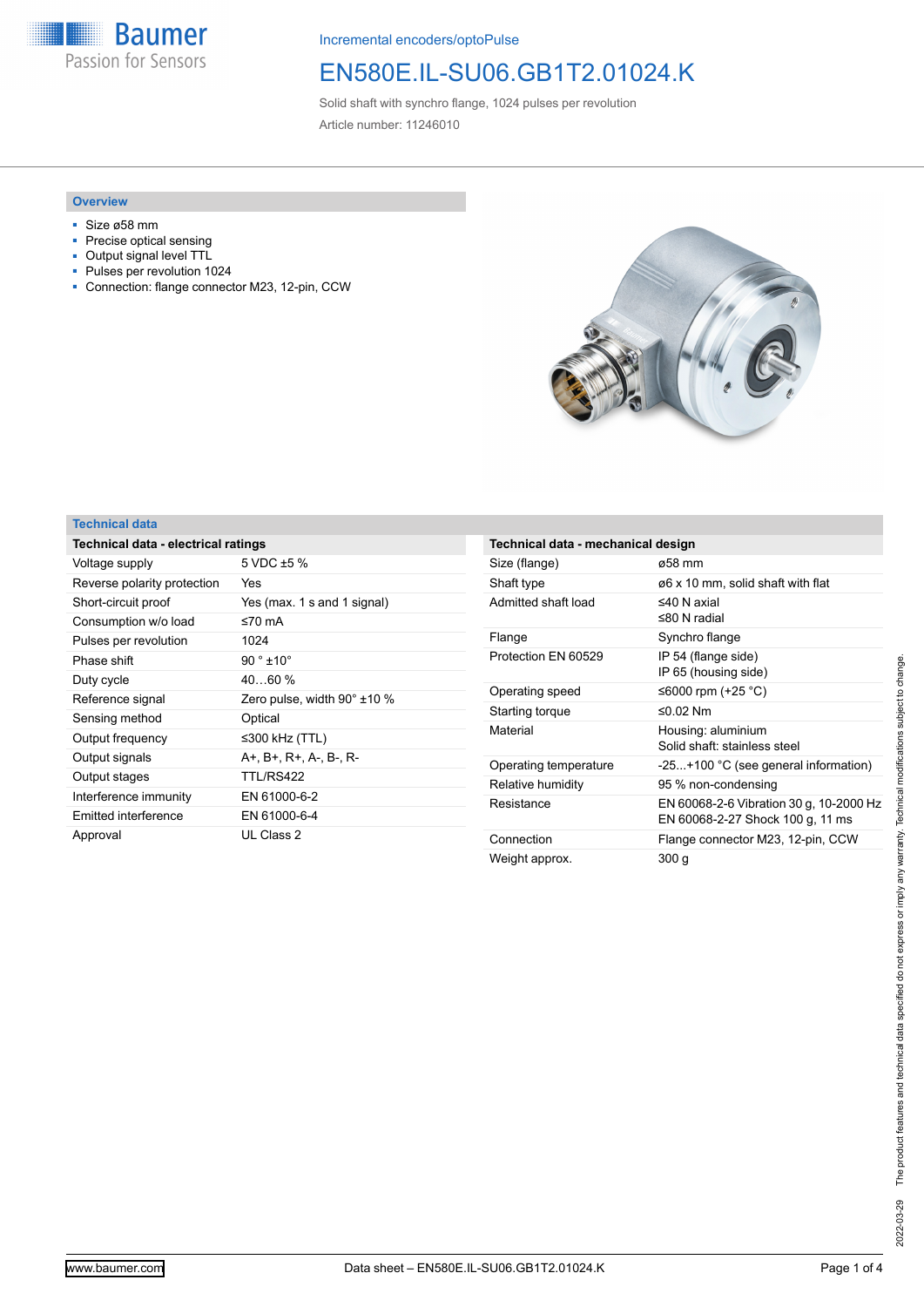Incremental encoders/optoPulse

# EN580E.IL-SU06.GB1T2.01024.K

Solid shaft with synchro flange, 1024 pulses per revolution

Article number: 11246010

## Overview

- Size ø58 mm
- Precise optical sensing
- Output signal level TTL
- Pulses per revolution 1024
- Connection: flange connector M23, 12-pin, CCW

## Technical data

| Technical data - electrical ratings | |
|---|---|
| Voltage supply | 5 VDC ±5 % |
| Reverse polarity protection | Yes |
| Short-circuit proof | Yes (max. 1 s and 1 signal) |
| Consumption w/o load | ≤70 mA |
| Pulses per revolution | 1024 |
| Phase shift | 90 ° ±10° |
| Duty cycle | 40…60 % |
| Reference signal | Zero pulse, width 90° ±10 % |
| Sensing method | Optical |
| Output frequency | ≤300 kHz (TTL) |
| Output signals | A+, B+, R+, A-, B-, R- |
| Output stages | TTL/RS422 |
| Interference immunity | EN 61000-6-2 |
| Emitted interference | EN 61000-6-4 |
| Approval | UL Class 2 |

| Technical data - mechanical design | |
|---|---|
| Size (flange) | ø58 mm |
| Shaft type | ø6 x 10 mm, solid shaft with flat |
| Admitted shaft load | ≤40 N axial<br>≤80 N radial |
| Flange | Synchro flange |
| Protection EN 60529 | IP 54 (flange side)<br>IP 65 (housing side) |
| Operating speed | ≤6000 rpm (+25 °C) |
| Starting torque | ≤0.02 Nm |
| Material | Housing: aluminium<br>Solid shaft: stainless steel |
| Operating temperature | -25...+100 °C (see general information) |
| Relative humidity | 95 % non-condensing |
| Resistance | EN 60068-2-6 Vibration 30 g, 10-2000 Hz<br>EN 60068-2-27 Shock 100 g, 11 ms |
| Connection | Flange connector M23, 12-pin, CCW |
| Weight approx. | 300 g |

2022-03-29 The product features and technical data specified do not express or imply any warranty. Technical modifications subject to change.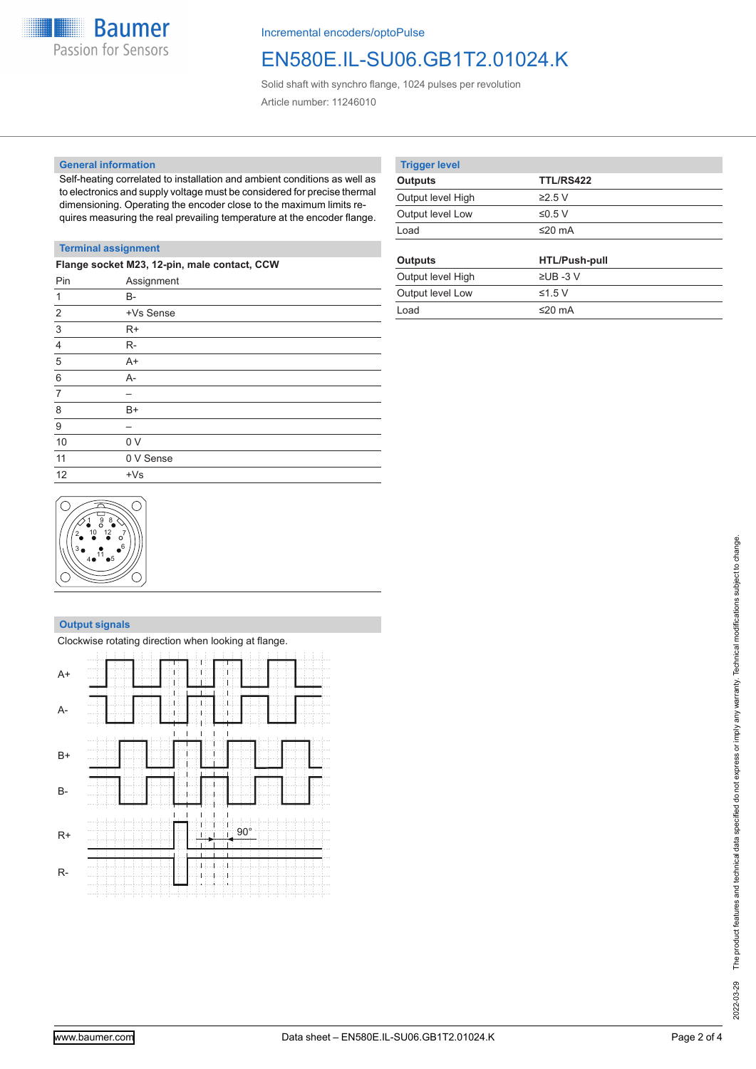## General information

Self-heating correlated to installation and ambient conditions as well as to electronics and supply voltage must be considered for precise thermal dimensioning. Operating the encoder close to the maximum limits requires measuring the real prevailing temperature at the encoder flange.

## Terminal assignment

**Flange socket M23, 12-pin, male contact, CCW**

| Pin | Assignment |
|---|---|
| 1 | B- |
| 2 | +Vs Sense |
| 3 | R+ |
| 4 | R- |
| 5 | A+ |
| 6 | A- |
| 7 | – |
| 8 | B+ |
| 9 | – |
| 10 | 0 V |
| 11 | 0 V Sense |
| 12 | +Vs |

## Output signals

Clockwise rotating direction when looking at flange.

## Trigger level

| Outputs | TTL/RS422 |
|---|---|
| Output level High | ≥2.5 V |
| Output level Low | ≤0.5 V |
| Load | ≤20 mA |

| Outputs | HTL/Push-pull |
|---|---|
| Output level High | ≥UB -3 V |
| Output level Low | ≤1.5 V |
| Load | ≤20 mA |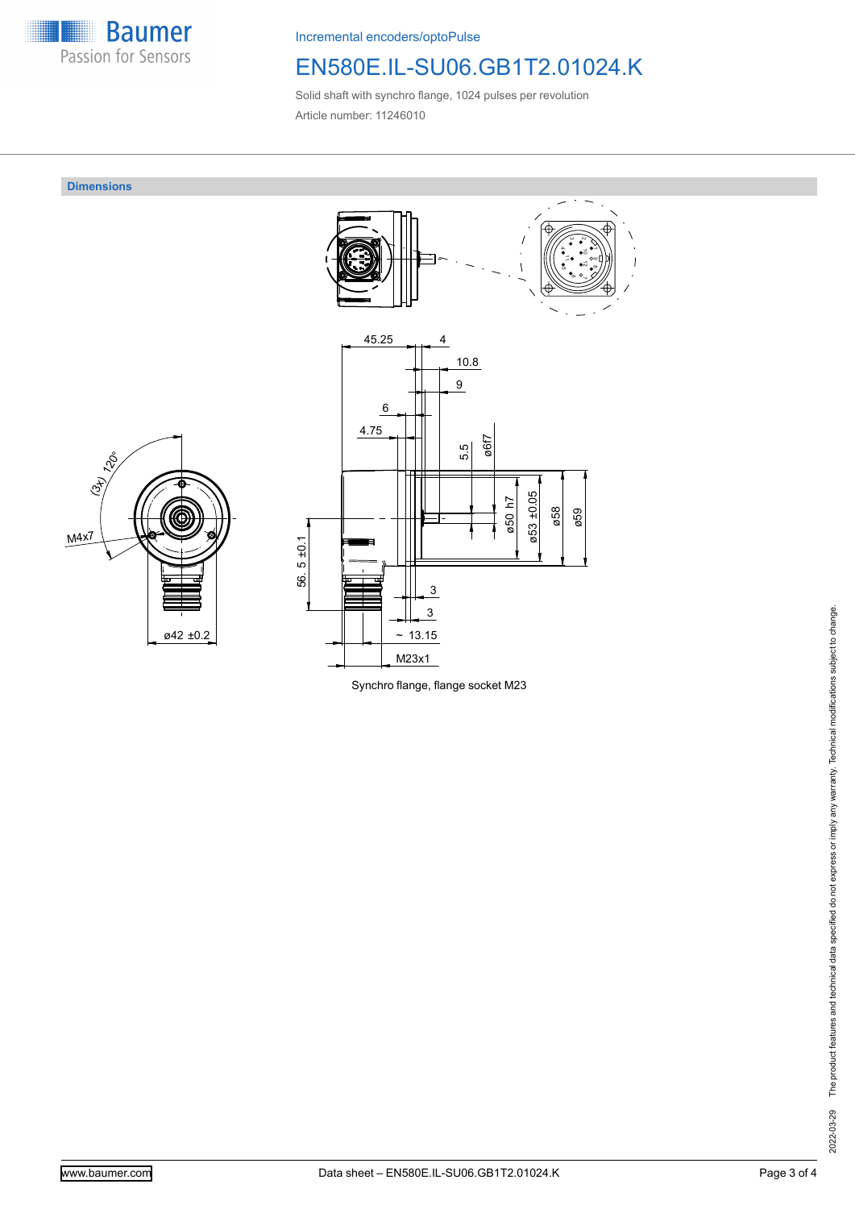Incremental encoders/optoPulse

# EN580E.IL-SU06.GB1T2.01024.K

Solid shaft with synchro flange, 1024 pulses per revolution

Article number: 11246010

## Dimensions

Synchro flange, flange socket M23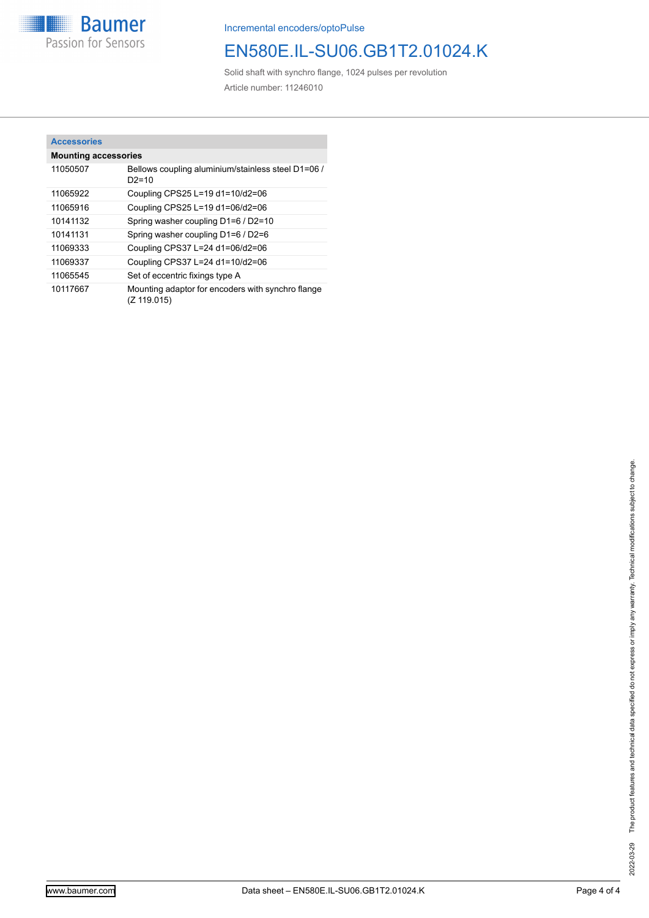| Accessories | |
|---|---|
| **Mounting accessories** | |
| 11050507 | Bellows coupling aluminium/stainless steel D1=06 / D2=10 |
| 11065922 | Coupling CPS25 L=19 d1=10/d2=06 |
| 11065916 | Coupling CPS25 L=19 d1=06/d2=06 |
| 10141132 | Spring washer coupling D1=6 / D2=10 |
| 10141131 | Spring washer coupling D1=6 / D2=6 |
| 11069333 | Coupling CPS37 L=24 d1=06/d2=06 |
| 11069337 | Coupling CPS37 L=24 d1=10/d2=06 |
| 11065545 | Set of eccentric fixings type A |
| 10117667 | Mounting adaptor for encoders with synchro flange (Z 119.015) |